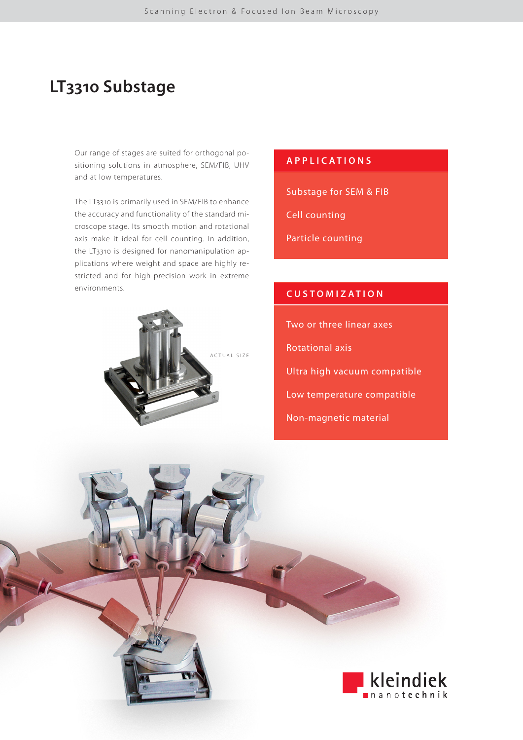# LT3310 Substage

Our range of stages are suited for orthogonal positioning solutions in atmosphere, SEM/FIB, UHV and at low temperatures.

The LT3310 is primarily used in SEM/FIB to enhance the accuracy and functionality of the standard microscope stage. Its smooth motion and rotational axis make it ideal for cell counting. In addition, the LT3310 is designed for nanomanipulation applications where weight and space are highly restricted and for high-precision work in extreme environments.

ACTUAL SIZE

## APPLICATIONS

- Substage for SEM & FIB
- Cell counting
- Particle counting

## CUSTOMIZATION

- Two or three linear axes
- Rotational axis
- Ultra high vacuum compatible
- Low temperature compatible
- Non-magnetic material

kleindiek nanotechnik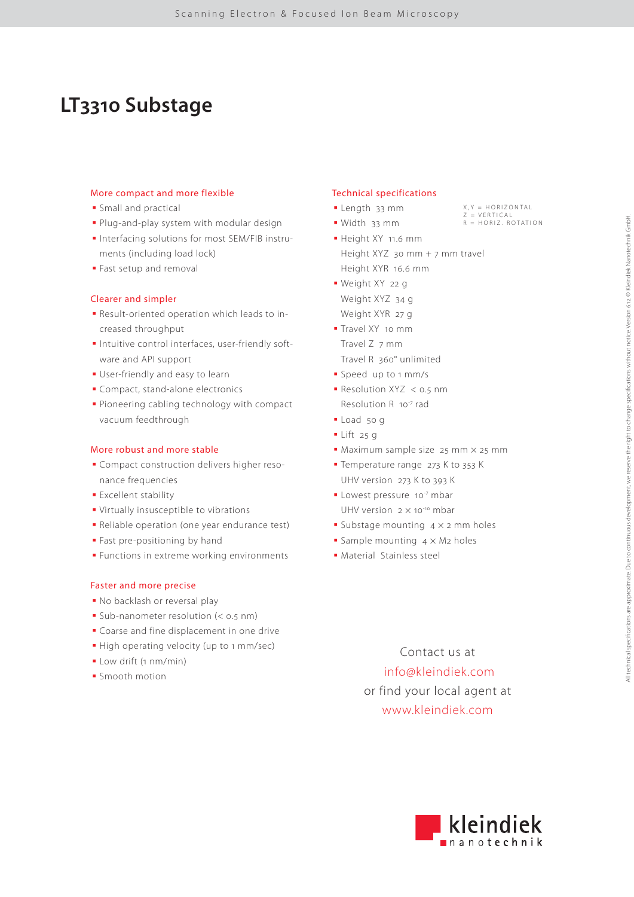# LT3310 Substage

### More compact and more flexible

- Small and practical
- Plug-and-play system with modular design
- Interfacing solutions for most SEM/FIB instruments (including load lock)
- Fast setup and removal

### Clearer and simpler

- Result-oriented operation which leads to increased throughput
- Intuitive control interfaces, user-friendly software and API support
- User-friendly and easy to learn
- Compact, stand-alone electronics
- Pioneering cabling technology with compact vacuum feedthrough

### More robust and more stable

- Compact construction delivers higher resonance frequencies
- Excellent stability
- Virtually insusceptible to vibrations
- Reliable operation (one year endurance test)
- Fast pre-positioning by hand
- Functions in extreme working environments

### Faster and more precise

- No backlash or reversal play
- Sub-nanometer resolution (< 0.5 nm)
- Coarse and fine displacement in one drive
- High operating velocity (up to 1 mm/sec)
- Low drift (1 nm/min)
- Smooth motion

### Technical specifications

X,Y = HORIZONTAL
Z = VERTICAL
R = HORIZ. ROTATION

- Length 33 mm
- Width 33 mm
- Height XY 11.6 mm
  Height XYZ 30 mm + 7 mm travel
  Height XYR 16.6 mm
- Weight XY 22 g
  Weight XYZ 34 g
  Weight XYR 27 g
- Travel XY 10 mm
  Travel Z 7 mm
  Travel R 360° unlimited
- Speed up to 1 mm/s
- Resolution XYZ < 0.5 nm
  Resolution R $10^{-7}$ rad
- Load 50 g
- Lift 25 g
- Maximum sample size 25 mm × 25 mm
- Temperature range 273 K to 353 K
  UHV version 273 K to 393 K
- Lowest pressure $10^{-7}$ mbar
  UHV version $2 \times 10^{-10}$ mbar
- Substage mounting 4 × 2 mm holes
- Sample mounting 4 × M2 holes
- Material Stainless steel

Contact us at
info@kleindiek.com
or find your local agent at
www.kleindiek.com

kleindiek nanotechnik

All technical specifications are approximate. Due to continuous development, we reserve the right to change specifications without notice. Version 6.12 © Kleindiek Nanotechnik GmbH.